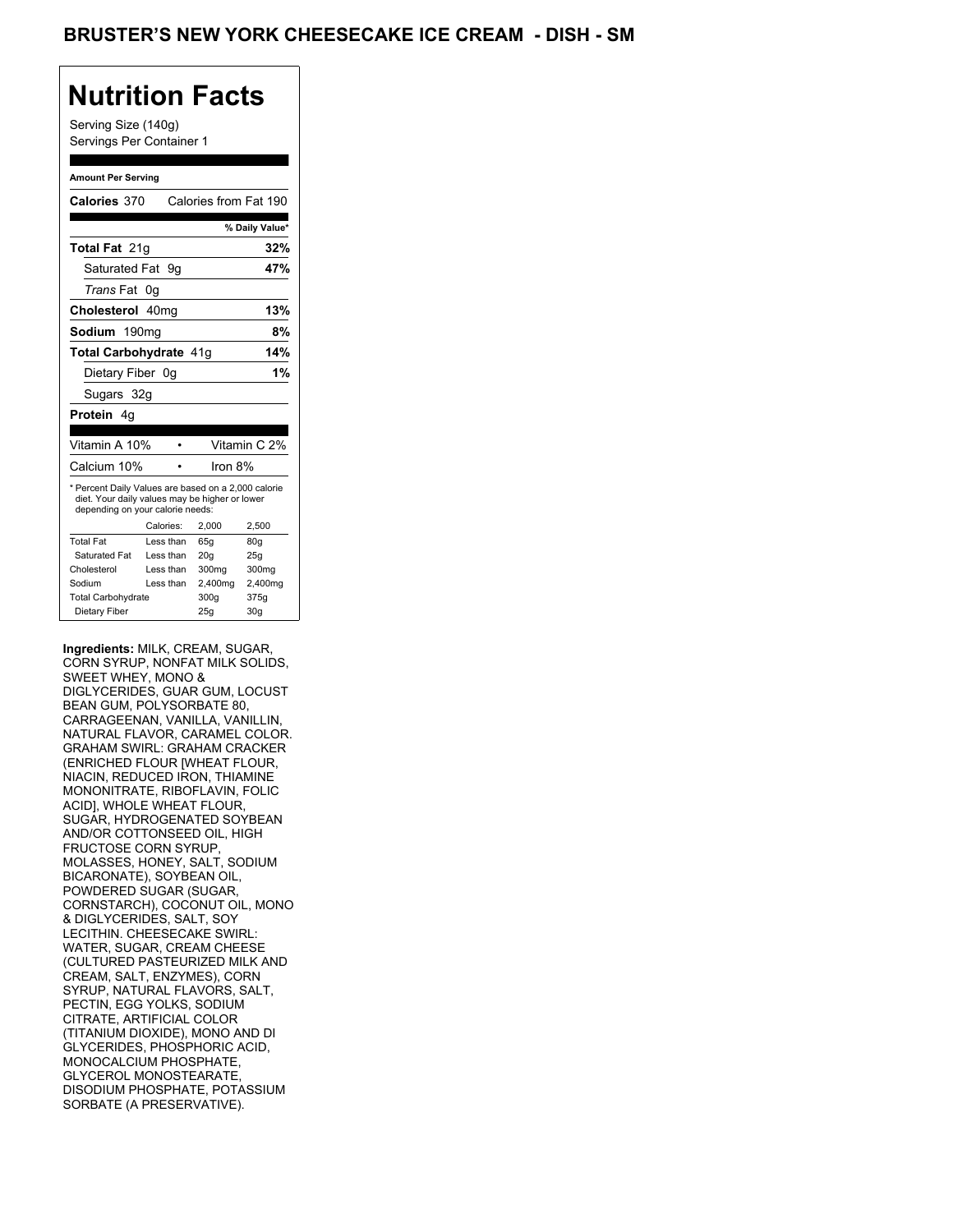# BRUSTER'S NEW YORK CHEESECAKE ICE CREAM - DISH - SM

## Nutrition Facts

Serving Size (140g)
Servings Per Container 1

**Amount Per Serving**

**Calories** 370 Calories from Fat 190

| | % Daily Value* |
|---|---|
| **Total Fat** 21g | **32%** |
| Saturated Fat 9g | **47%** |
| *Trans* Fat 0g | |
| **Cholesterol** 40mg | **13%** |
| **Sodium** 190mg | **8%** |
| **Total Carbohydrate** 41g | **14%** |
| Dietary Fiber 0g | **1%** |
| Sugars 32g | |
| **Protein** 4g | |

| | | |
|---|---|---|
| Vitamin A 10% | • | Vitamin C 2% |
| Calcium 10% | • | Iron 8% |

* Percent Daily Values are based on a 2,000 calorie diet. Your daily values may be higher or lower depending on your calorie needs:

| | Calories: | 2,000 | 2,500 |
|---|---|---|---|
| Total Fat | Less than | 65g | 80g |
| Saturated Fat | Less than | 20g | 25g |
| Cholesterol | Less than | 300mg | 300mg |
| Sodium | Less than | 2,400mg | 2,400mg |
| Total Carbohydrate | | 300g | 375g |
| Dietary Fiber | | 25g | 30g |

**Ingredients:** MILK, CREAM, SUGAR, CORN SYRUP, NONFAT MILK SOLIDS, SWEET WHEY, MONO & DIGLYCERIDES, GUAR GUM, LOCUST BEAN GUM, POLYSORBATE 80, CARRAGEENAN, VANILLA, VANILLIN, NATURAL FLAVOR, CARAMEL COLOR. GRAHAM SWIRL: GRAHAM CRACKER (ENRICHED FLOUR [WHEAT FLOUR, NIACIN, REDUCED IRON, THIAMINE MONONITRATE, RIBOFLAVIN, FOLIC ACID], WHOLE WHEAT FLOUR, SUGAR, HYDROGENATED SOYBEAN AND/OR COTTONSEED OIL, HIGH FRUCTOSE CORN SYRUP, MOLASSES, HONEY, SALT, SODIUM BICARONATE), SOYBEAN OIL, POWDERED SUGAR (SUGAR, CORNSTARCH), COCONUT OIL, MONO & DIGLYCERIDES, SALT, SOY LECITHIN. CHEESECAKE SWIRL: WATER, SUGAR, CREAM CHEESE (CULTURED PASTEURIZED MILK AND CREAM, SALT, ENZYMES), CORN SYRUP, NATURAL FLAVORS, SALT, PECTIN, EGG YOLKS, SODIUM CITRATE, ARTIFICIAL COLOR (TITANIUM DIOXIDE), MONO AND DI GLYCERIDES, PHOSPHORIC ACID, MONOCALCIUM PHOSPHATE, GLYCEROL MONOSTEARATE, DISODIUM PHOSPHATE, POTASSIUM SORBATE (A PRESERVATIVE).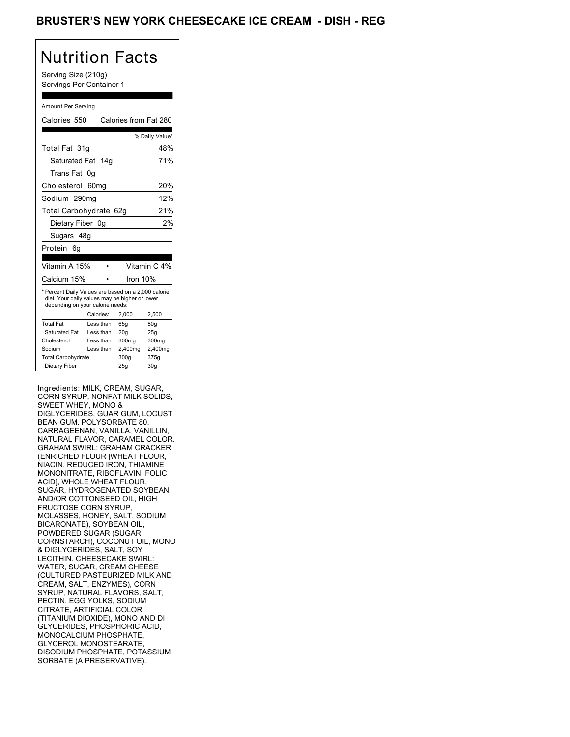# BRUSTER'S NEW YORK CHEESECAKE ICE CREAM - DISH - REG

## Nutrition Facts

Serving Size (210g)
Servings Per Container 1

Amount Per Serving

Calories 550 Calories from Fat 280

| | % Daily Value* |
|---|---|
| Total Fat 31g | 48% |
| Saturated Fat 14g | 71% |
| Trans Fat 0g | |
| Cholesterol 60mg | 20% |
| Sodium 290mg | 12% |
| Total Carbohydrate 62g | 21% |
| Dietary Fiber 0g | 2% |
| Sugars 48g | |
| Protein 6g | |

| | |
|---|---|
| Vitamin A 15% | Vitamin C 4% |
| Calcium 15% | Iron 10% |

* Percent Daily Values are based on a 2,000 calorie diet. Your daily values may be higher or lower depending on your calorie needs:

| | Calories: | 2,000 | 2,500 |
|---|---|---|---|
| Total Fat | Less than | 65g | 80g |
| Saturated Fat | Less than | 20g | 25g |
| Cholesterol | Less than | 300mg | 300mg |
| Sodium | Less than | 2,400mg | 2,400mg |
| Total Carbohydrate | | 300g | 375g |
| Dietary Fiber | | 25g | 30g |

Ingredients: MILK, CREAM, SUGAR, CORN SYRUP, NONFAT MILK SOLIDS, SWEET WHEY, MONO & DIGLYCERIDES, GUAR GUM, LOCUST BEAN GUM, POLYSORBATE 80, CARRAGEENAN, VANILLA, VANILLIN, NATURAL FLAVOR, CARAMEL COLOR. GRAHAM SWIRL: GRAHAM CRACKER (ENRICHED FLOUR [WHEAT FLOUR, NIACIN, REDUCED IRON, THIAMINE MONONITRATE, RIBOFLAVIN, FOLIC ACID], WHOLE WHEAT FLOUR, SUGAR, HYDROGENATED SOYBEAN AND/OR COTTONSEED OIL, HIGH FRUCTOSE CORN SYRUP, MOLASSES, HONEY, SALT, SODIUM BICARONATE), SOYBEAN OIL, POWDERED SUGAR (SUGAR, CORNSTARCH), COCONUT OIL, MONO & DIGLYCERIDES, SALT, SOY LECITHIN. CHEESECAKE SWIRL: WATER, SUGAR, CREAM CHEESE (CULTURED PASTEURIZED MILK AND CREAM, SALT, ENZYMES), CORN SYRUP, NATURAL FLAVORS, SALT, PECTIN, EGG YOLKS, SODIUM CITRATE, ARTIFICIAL COLOR (TITANIUM DIOXIDE), MONO AND DI GLYCERIDES, PHOSPHORIC ACID, MONOCALCIUM PHOSPHATE, GLYCEROL MONOSTEARATE, DISODIUM PHOSPHATE, POTASSIUM SORBATE (A PRESERVATIVE).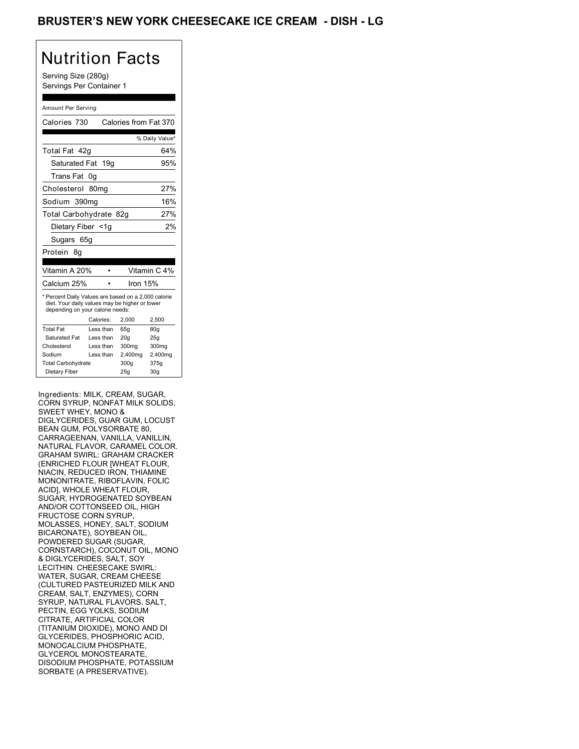# BRUSTER'S NEW YORK CHEESECAKE ICE CREAM - DISH - LG

## Nutrition Facts

Serving Size (280g)
Servings Per Container 1

Amount Per Serving

Calories 730 Calories from Fat 370

| | % Daily Value* |
|---|---|
| Total Fat 42g | 64% |
| Saturated Fat 19g | 95% |
| Trans Fat 0g | |
| Cholesterol 80mg | 27% |
| Sodium 390mg | 16% |
| Total Carbohydrate 82g | 27% |
| Dietary Fiber <1g | 2% |
| Sugars 65g | |
| Protein 8g | |

| | |
|---|---|
| Vitamin A 20% | Vitamin C 4% |
| Calcium 25% | Iron 15% |

* Percent Daily Values are based on a 2,000 calorie diet. Your daily values may be higher or lower depending on your calorie needs:

| | Calories: | 2,000 | 2,500 |
|---|---|---|---|
| Total Fat | Less than | 65g | 80g |
| Saturated Fat | Less than | 20g | 25g |
| Cholesterol | Less than | 300mg | 300mg |
| Sodium | Less than | 2,400mg | 2,400mg |
| Total Carbohydrate | | 300g | 375g |
| Dietary Fiber | | 25g | 30g |

Ingredients: MILK, CREAM, SUGAR, CORN SYRUP, NONFAT MILK SOLIDS, SWEET WHEY, MONO & DIGLYCERIDES, GUAR GUM, LOCUST BEAN GUM, POLYSORBATE 80, CARRAGEENAN, VANILLA, VANILLIN, NATURAL FLAVOR, CARAMEL COLOR. GRAHAM SWIRL: GRAHAM CRACKER (ENRICHED FLOUR [WHEAT FLOUR, NIACIN, REDUCED IRON, THIAMINE MONONITRATE, RIBOFLAVIN, FOLIC ACID], WHOLE WHEAT FLOUR, SUGAR, HYDROGENATED SOYBEAN AND/OR COTTONSEED OIL, HIGH FRUCTOSE CORN SYRUP, MOLASSES, HONEY, SALT, SODIUM BICARONATE), SOYBEAN OIL, POWDERED SUGAR (SUGAR, CORNSTARCH), COCONUT OIL, MONO & DIGLYCERIDES, SALT, SOY LECITHIN. CHEESECAKE SWIRL: WATER, SUGAR, CREAM CHEESE (CULTURED PASTEURIZED MILK AND CREAM, SALT, ENZYMES), CORN SYRUP, NATURAL FLAVORS, SALT, PECTIN, EGG YOLKS, SODIUM CITRATE, ARTIFICIAL COLOR (TITANIUM DIOXIDE), MONO AND DI GLYCERIDES, PHOSPHORIC ACID, MONOCALCIUM PHOSPHATE, GLYCEROL MONOSTEARATE, DISODIUM PHOSPHATE, POTASSIUM SORBATE (A PRESERVATIVE).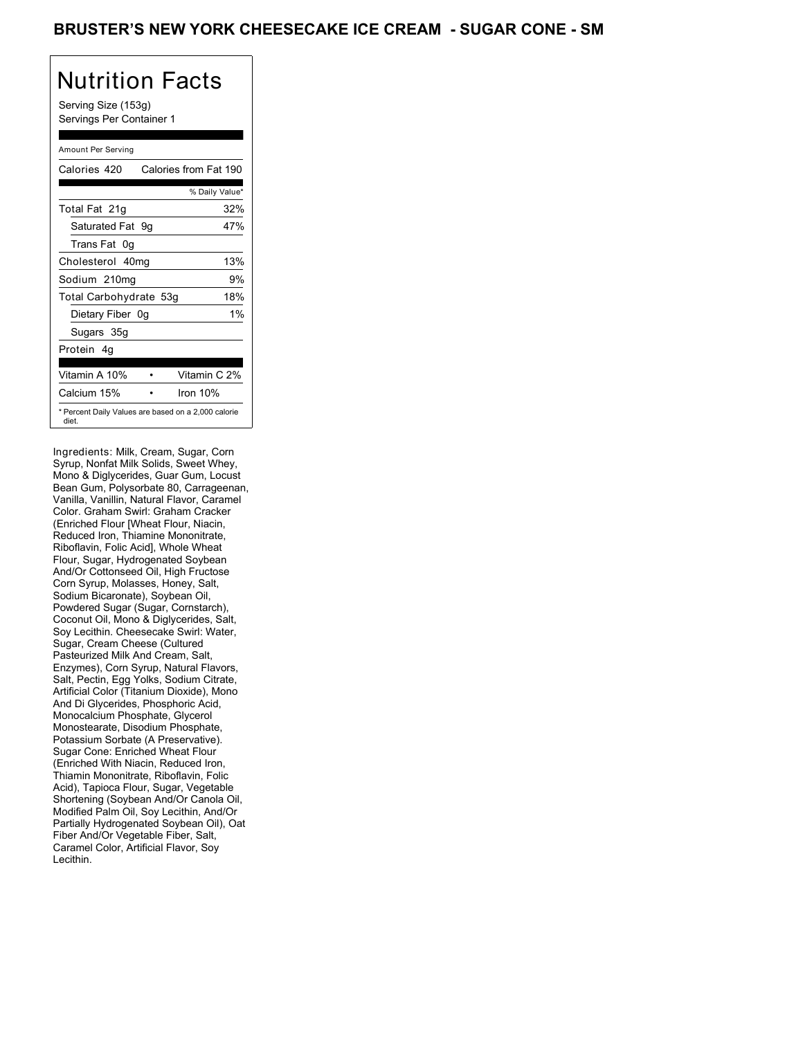# BRUSTER'S NEW YORK CHEESECAKE ICE CREAM - SUGAR CONE - SM

## Nutrition Facts

Serving Size (153g)
Servings Per Container 1

Amount Per Serving

| Calories 420 | Calories from Fat 190 |
|---|---|
| | % Daily Value* |
| Total Fat 21g | 32% |
| Saturated Fat 9g | 47% |
| Trans Fat 0g | |
| Cholesterol 40mg | 13% |
| Sodium 210mg | 9% |
| Total Carbohydrate 53g | 18% |
| Dietary Fiber 0g | 1% |
| Sugars 35g | |
| Protein 4g | |

| Vitamin A 10% | • | Vitamin C 2% |
|---|---|---|
| Calcium 15% | • | Iron 10% |

* Percent Daily Values are based on a 2,000 calorie diet.

Ingredients: Milk, Cream, Sugar, Corn Syrup, Nonfat Milk Solids, Sweet Whey, Mono & Diglycerides, Guar Gum, Locust Bean Gum, Polysorbate 80, Carrageenan, Vanilla, Vanillin, Natural Flavor, Caramel Color. Graham Swirl: Graham Cracker (Enriched Flour [Wheat Flour, Niacin, Reduced Iron, Thiamine Mononitrate, Riboflavin, Folic Acid], Whole Wheat Flour, Sugar, Hydrogenated Soybean And/Or Cottonseed Oil, High Fructose Corn Syrup, Molasses, Honey, Salt, Sodium Bicaronate), Soybean Oil, Powdered Sugar (Sugar, Cornstarch), Coconut Oil, Mono & Diglycerides, Salt, Soy Lecithin. Cheesecake Swirl: Water, Sugar, Cream Cheese (Cultured Pasteurized Milk And Cream, Salt, Enzymes), Corn Syrup, Natural Flavors, Salt, Pectin, Egg Yolks, Sodium Citrate, Artificial Color (Titanium Dioxide), Mono And Di Glycerides, Phosphoric Acid, Monocalcium Phosphate, Glycerol Monostearate, Disodium Phosphate, Potassium Sorbate (A Preservative). Sugar Cone: Enriched Wheat Flour (Enriched With Niacin, Reduced Iron, Thiamin Mononitrate, Riboflavin, Folic Acid), Tapioca Flour, Sugar, Vegetable Shortening (Soybean And/Or Canola Oil, Modified Palm Oil, Soy Lecithin, And/Or Partially Hydrogenated Soybean Oil), Oat Fiber And/Or Vegetable Fiber, Salt, Caramel Color, Artificial Flavor, Soy Lecithin.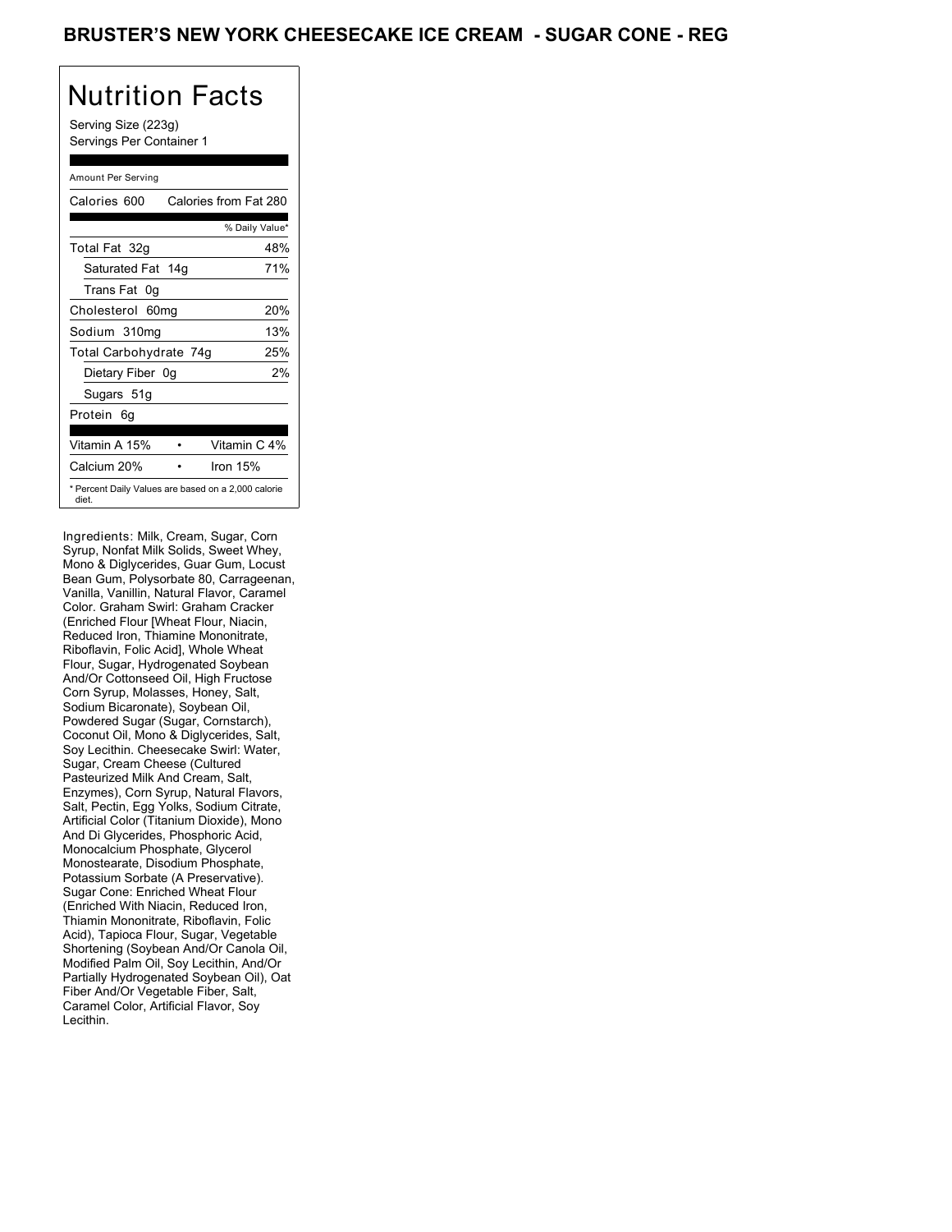# BRUSTER'S NEW YORK CHEESECAKE ICE CREAM - SUGAR CONE - REG

## Nutrition Facts

Serving Size (223g)
Servings Per Container 1

| Amount Per Serving | |
|---|---|
| Calories 600 | Calories from Fat 280 |
| | % Daily Value* |
| Total Fat 32g | 48% |
| Saturated Fat 14g | 71% |
| Trans Fat 0g | |
| Cholesterol 60mg | 20% |
| Sodium 310mg | 13% |
| Total Carbohydrate 74g | 25% |
| Dietary Fiber 0g | 2% |
| Sugars 51g | |
| Protein 6g | |
| Vitamin A 15% | Vitamin C 4% |
| Calcium 20% | Iron 15% |

* Percent Daily Values are based on a 2,000 calorie diet.

Ingredients: Milk, Cream, Sugar, Corn Syrup, Nonfat Milk Solids, Sweet Whey, Mono & Diglycerides, Guar Gum, Locust Bean Gum, Polysorbate 80, Carrageenan, Vanilla, Vanillin, Natural Flavor, Caramel Color. Graham Swirl: Graham Cracker (Enriched Flour [Wheat Flour, Niacin, Reduced Iron, Thiamine Mononitrate, Riboflavin, Folic Acid], Whole Wheat Flour, Sugar, Hydrogenated Soybean And/Or Cottonseed Oil, High Fructose Corn Syrup, Molasses, Honey, Salt, Sodium Bicaronate), Soybean Oil, Powdered Sugar (Sugar, Cornstarch), Coconut Oil, Mono & Diglycerides, Salt, Soy Lecithin. Cheesecake Swirl: Water, Sugar, Cream Cheese (Cultured Pasteurized Milk And Cream, Salt, Enzymes), Corn Syrup, Natural Flavors, Salt, Pectin, Egg Yolks, Sodium Citrate, Artificial Color (Titanium Dioxide), Mono And Di Glycerides, Phosphoric Acid, Monocalcium Phosphate, Glycerol Monostearate, Disodium Phosphate, Potassium Sorbate (A Preservative). Sugar Cone: Enriched Wheat Flour (Enriched With Niacin, Reduced Iron, Thiamin Mononitrate, Riboflavin, Folic Acid), Tapioca Flour, Sugar, Vegetable Shortening (Soybean And/Or Canola Oil, Modified Palm Oil, Soy Lecithin, And/Or Partially Hydrogenated Soybean Oil), Oat Fiber And/Or Vegetable Fiber, Salt, Caramel Color, Artificial Flavor, Soy Lecithin.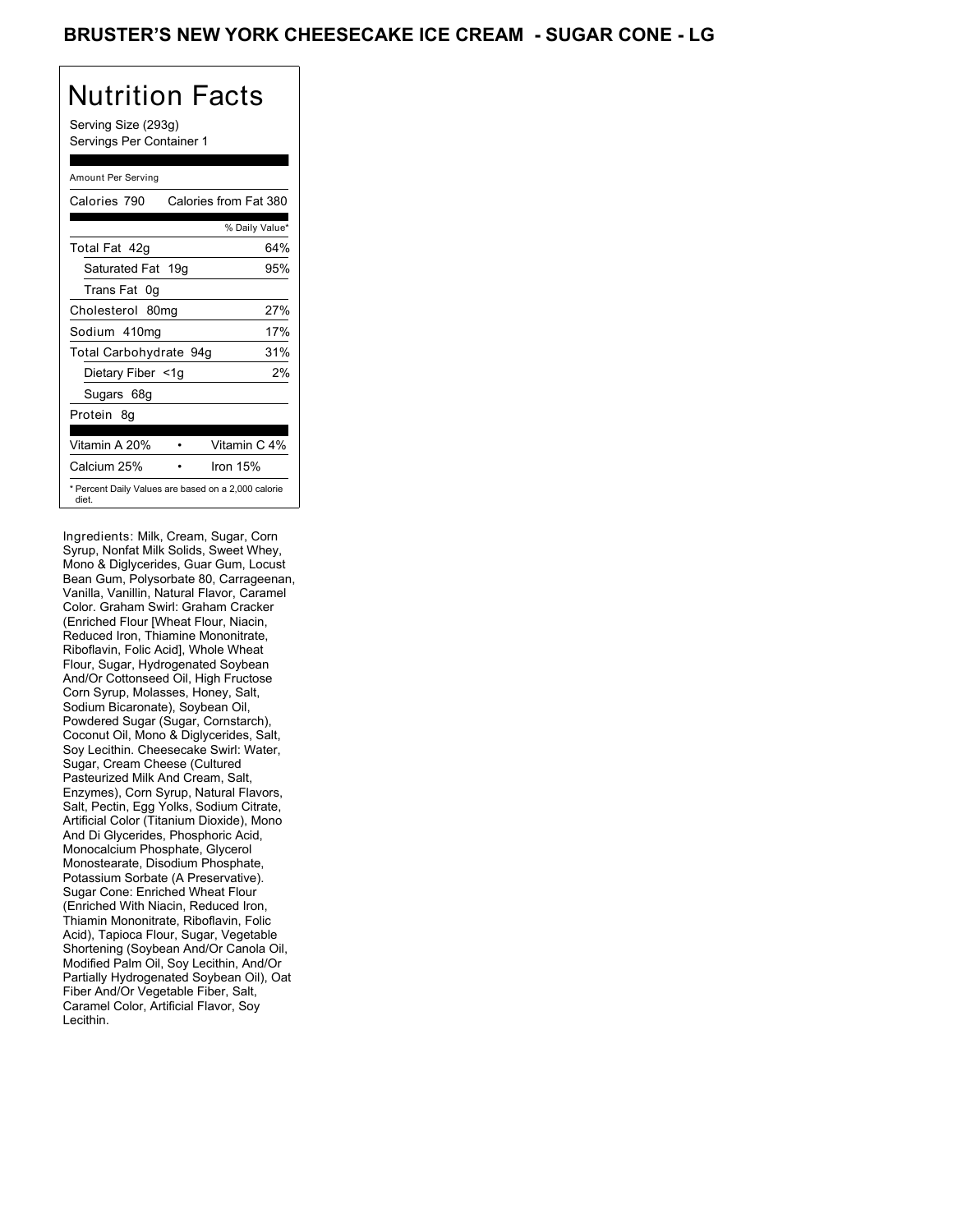# BRUSTER'S NEW YORK CHEESECAKE ICE CREAM - SUGAR CONE - LG

## Nutrition Facts

Serving Size (293g)
Servings Per Container 1

Amount Per Serving

| Calories 790 | Calories from Fat 380 |
|---|---|
| | % Daily Value* |
| Total Fat 42g | 64% |
| Saturated Fat 19g | 95% |
| Trans Fat 0g | |
| Cholesterol 80mg | 27% |
| Sodium 410mg | 17% |
| Total Carbohydrate 94g | 31% |
| Dietary Fiber <1g | 2% |
| Sugars 68g | |
| Protein 8g | |
| Vitamin A 20% • | Vitamin C 4% |
| Calcium 25% • | Iron 15% |

* Percent Daily Values are based on a 2,000 calorie diet.

Ingredients: Milk, Cream, Sugar, Corn Syrup, Nonfat Milk Solids, Sweet Whey, Mono & Diglycerides, Guar Gum, Locust Bean Gum, Polysorbate 80, Carrageenan, Vanilla, Vanillin, Natural Flavor, Caramel Color. Graham Swirl: Graham Cracker (Enriched Flour [Wheat Flour, Niacin, Reduced Iron, Thiamine Mononitrate, Riboflavin, Folic Acid], Whole Wheat Flour, Sugar, Hydrogenated Soybean And/Or Cottonseed Oil, High Fructose Corn Syrup, Molasses, Honey, Salt, Sodium Bicaronate), Soybean Oil, Powdered Sugar (Sugar, Cornstarch), Coconut Oil, Mono & Diglycerides, Salt, Soy Lecithin. Cheesecake Swirl: Water, Sugar, Cream Cheese (Cultured Pasteurized Milk And Cream, Salt, Enzymes), Corn Syrup, Natural Flavors, Salt, Pectin, Egg Yolks, Sodium Citrate, Artificial Color (Titanium Dioxide), Mono And Di Glycerides, Phosphoric Acid, Monocalcium Phosphate, Glycerol Monostearate, Disodium Phosphate, Potassium Sorbate (A Preservative). Sugar Cone: Enriched Wheat Flour (Enriched With Niacin, Reduced Iron, Thiamin Mononitrate, Riboflavin, Folic Acid), Tapioca Flour, Sugar, Vegetable Shortening (Soybean And/Or Canola Oil, Modified Palm Oil, Soy Lecithin, And/Or Partially Hydrogenated Soybean Oil), Oat Fiber And/Or Vegetable Fiber, Salt, Caramel Color, Artificial Flavor, Soy Lecithin.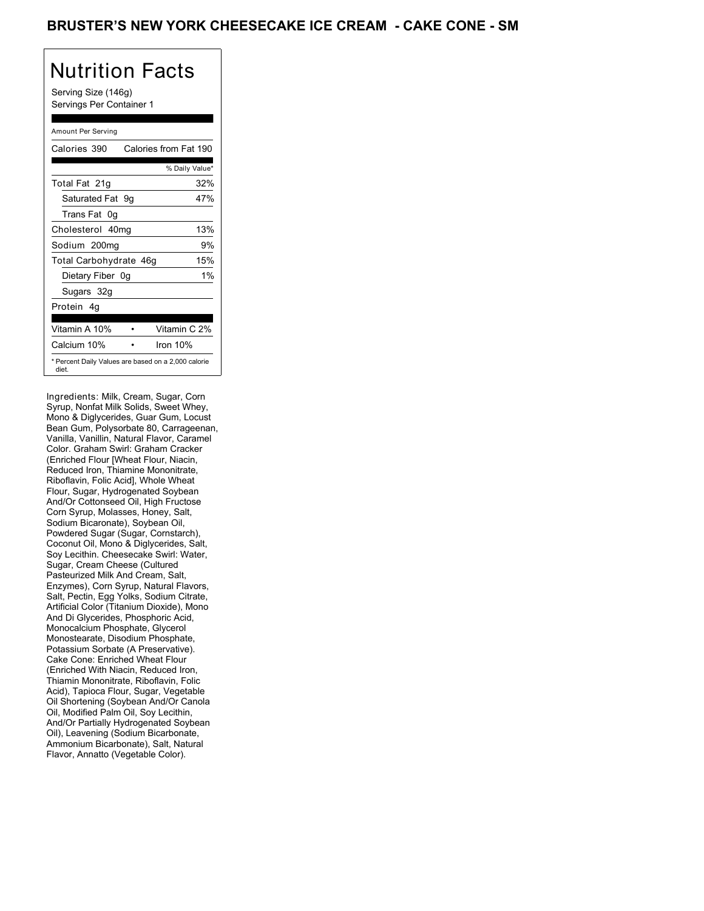# BRUSTER'S NEW YORK CHEESECAKE ICE CREAM - CAKE CONE - SM

## Nutrition Facts

Serving Size (146g)
Servings Per Container 1

| Amount Per Serving | |
|---|---|
| Calories 390 | Calories from Fat 190 |
| | % Daily Value* |
| Total Fat 21g | 32% |
| Saturated Fat 9g | 47% |
| Trans Fat 0g | |
| Cholesterol 40mg | 13% |
| Sodium 200mg | 9% |
| Total Carbohydrate 46g | 15% |
| Dietary Fiber 0g | 1% |
| Sugars 32g | |
| Protein 4g | |
| Vitamin A 10% | Vitamin C 2% |
| Calcium 10% | Iron 10% |

* Percent Daily Values are based on a 2,000 calorie diet.

Ingredients: Milk, Cream, Sugar, Corn Syrup, Nonfat Milk Solids, Sweet Whey, Mono & Diglycerides, Guar Gum, Locust Bean Gum, Polysorbate 80, Carrageenan, Vanilla, Vanillin, Natural Flavor, Caramel Color. Graham Swirl: Graham Cracker (Enriched Flour [Wheat Flour, Niacin, Reduced Iron, Thiamine Mononitrate, Riboflavin, Folic Acid], Whole Wheat Flour, Sugar, Hydrogenated Soybean And/Or Cottonseed Oil, High Fructose Corn Syrup, Molasses, Honey, Salt, Sodium Bicaronate), Soybean Oil, Powdered Sugar (Sugar, Cornstarch), Coconut Oil, Mono & Diglycerides, Salt, Soy Lecithin. Cheesecake Swirl: Water, Sugar, Cream Cheese (Cultured Pasteurized Milk And Cream, Salt, Enzymes), Corn Syrup, Natural Flavors, Salt, Pectin, Egg Yolks, Sodium Citrate, Artificial Color (Titanium Dioxide), Mono And Di Glycerides, Phosphoric Acid, Monocalcium Phosphate, Glycerol Monostearate, Disodium Phosphate, Potassium Sorbate (A Preservative). Cake Cone: Enriched Wheat Flour (Enriched With Niacin, Reduced Iron, Thiamin Mononitrate, Riboflavin, Folic Acid), Tapioca Flour, Sugar, Vegetable Oil Shortening (Soybean And/Or Canola Oil, Modified Palm Oil, Soy Lecithin, And/Or Partially Hydrogenated Soybean Oil), Leavening (Sodium Bicarbonate, Ammonium Bicarbonate), Salt, Natural Flavor, Annatto (Vegetable Color).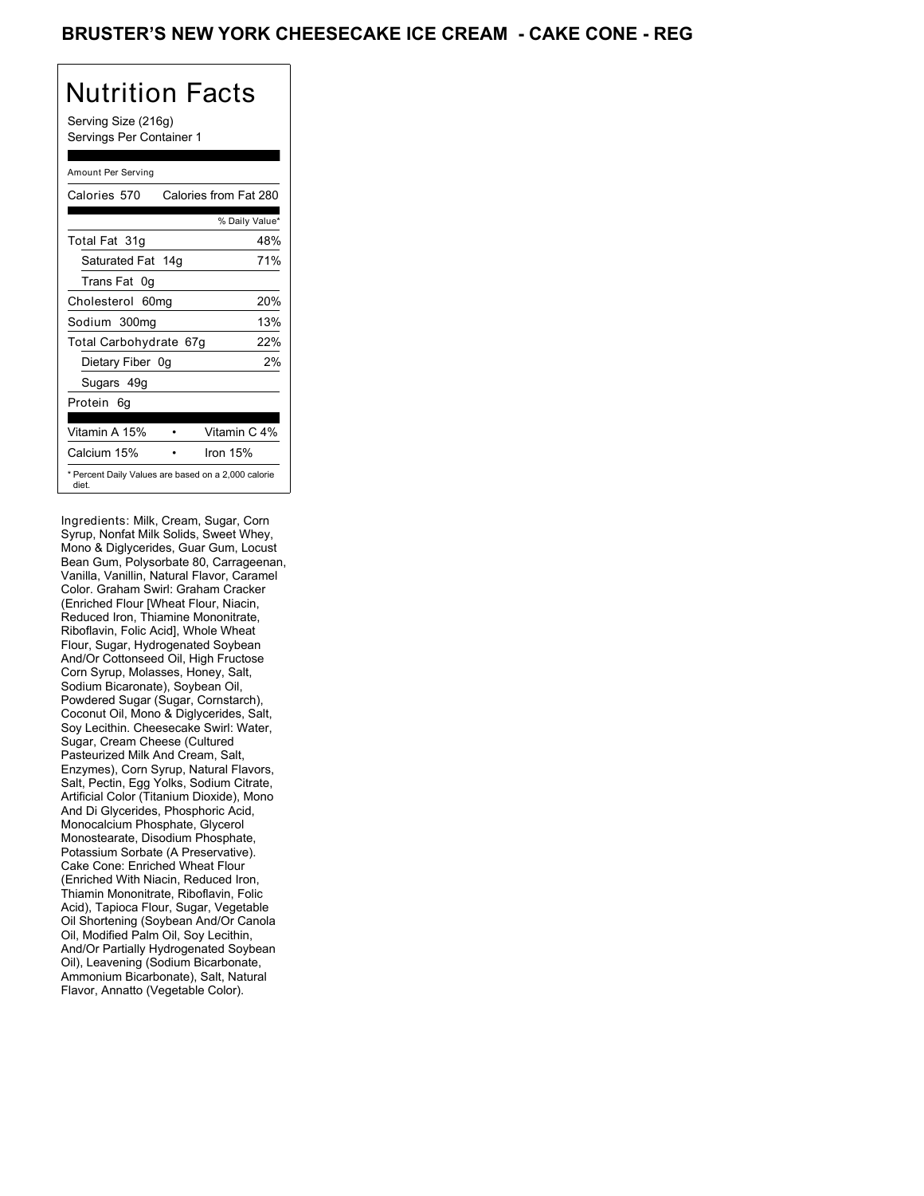# BRUSTER'S NEW YORK CHEESECAKE ICE CREAM - CAKE CONE - REG

## Nutrition Facts

Serving Size (216g)
Servings Per Container 1

Amount Per Serving

| Calories 570 | Calories from Fat 280 |
|---|---|
| | % Daily Value* |
| Total Fat 31g | 48% |
| Saturated Fat 14g | 71% |
| Trans Fat 0g | |
| Cholesterol 60mg | 20% |
| Sodium 300mg | 13% |
| Total Carbohydrate 67g | 22% |
| Dietary Fiber 0g | 2% |
| Sugars 49g | |
| Protein 6g | |

| Vitamin A 15% | • | Vitamin C 4% |
|---|---|---|
| Calcium 15% | • | Iron 15% |

* Percent Daily Values are based on a 2,000 calorie diet.

Ingredients: Milk, Cream, Sugar, Corn Syrup, Nonfat Milk Solids, Sweet Whey, Mono & Diglycerides, Guar Gum, Locust Bean Gum, Polysorbate 80, Carrageenan, Vanilla, Vanillin, Natural Flavor, Caramel Color. Graham Swirl: Graham Cracker (Enriched Flour [Wheat Flour, Niacin, Reduced Iron, Thiamine Mononitrate, Riboflavin, Folic Acid], Whole Wheat Flour, Sugar, Hydrogenated Soybean And/Or Cottonseed Oil, High Fructose Corn Syrup, Molasses, Honey, Salt, Sodium Bicaronate), Soybean Oil, Powdered Sugar (Sugar, Cornstarch), Coconut Oil, Mono & Diglycerides, Salt, Soy Lecithin. Cheesecake Swirl: Water, Sugar, Cream Cheese (Cultured Pasteurized Milk And Cream, Salt, Enzymes), Corn Syrup, Natural Flavors, Salt, Pectin, Egg Yolks, Sodium Citrate, Artificial Color (Titanium Dioxide), Mono And Di Glycerides, Phosphoric Acid, Monocalcium Phosphate, Glycerol Monostearate, Disodium Phosphate, Potassium Sorbate (A Preservative). Cake Cone: Enriched Wheat Flour (Enriched With Niacin, Reduced Iron, Thiamin Mononitrate, Riboflavin, Folic Acid), Tapioca Flour, Sugar, Vegetable Oil Shortening (Soybean And/Or Canola Oil, Modified Palm Oil, Soy Lecithin, And/Or Partially Hydrogenated Soybean Oil), Leavening (Sodium Bicarbonate, Ammonium Bicarbonate), Salt, Natural Flavor, Annatto (Vegetable Color).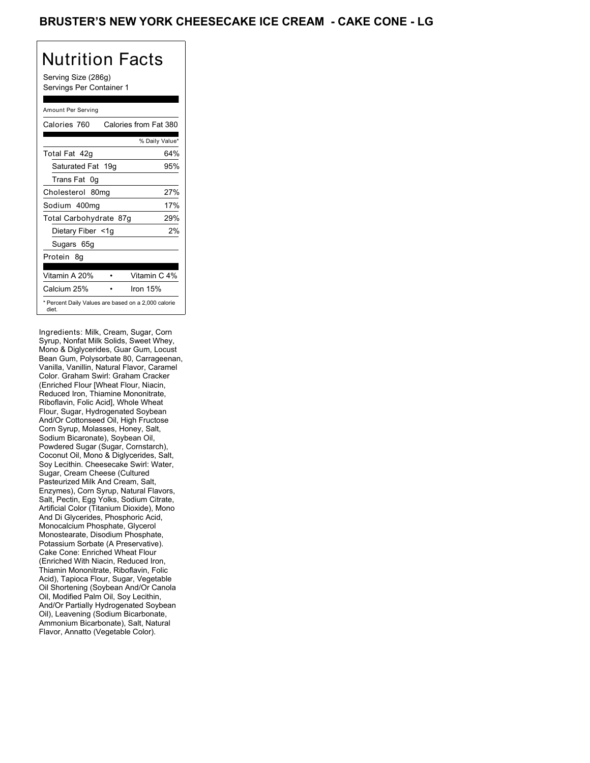# BRUSTER'S NEW YORK CHEESECAKE ICE CREAM - CAKE CONE - LG

## Nutrition Facts

Serving Size (286g)
Servings Per Container 1

Amount Per Serving

| Calories 760 | Calories from Fat 380 |
|---|---|
| | % Daily Value* |
| Total Fat 42g | 64% |
| Saturated Fat 19g | 95% |
| Trans Fat 0g | |
| Cholesterol 80mg | 27% |
| Sodium 400mg | 17% |
| Total Carbohydrate 87g | 29% |
| Dietary Fiber <1g | 2% |
| Sugars 65g | |
| Protein 8g | |
| Vitamin A 20% • | Vitamin C 4% |
| Calcium 25% • | Iron 15% |

* Percent Daily Values are based on a 2,000 calorie diet.

Ingredients: Milk, Cream, Sugar, Corn Syrup, Nonfat Milk Solids, Sweet Whey, Mono & Diglycerides, Guar Gum, Locust Bean Gum, Polysorbate 80, Carrageenan, Vanilla, Vanillin, Natural Flavor, Caramel Color. Graham Swirl: Graham Cracker (Enriched Flour [Wheat Flour, Niacin, Reduced Iron, Thiamine Mononitrate, Riboflavin, Folic Acid], Whole Wheat Flour, Sugar, Hydrogenated Soybean And/Or Cottonseed Oil, High Fructose Corn Syrup, Molasses, Honey, Salt, Sodium Bicaronate), Soybean Oil, Powdered Sugar (Sugar, Cornstarch), Coconut Oil, Mono & Diglycerides, Salt, Soy Lecithin. Cheesecake Swirl: Water, Sugar, Cream Cheese (Cultured Pasteurized Milk And Cream, Salt, Enzymes), Corn Syrup, Natural Flavors, Salt, Pectin, Egg Yolks, Sodium Citrate, Artificial Color (Titanium Dioxide), Mono And Di Glycerides, Phosphoric Acid, Monocalcium Phosphate, Glycerol Monostearate, Disodium Phosphate, Potassium Sorbate (A Preservative). Cake Cone: Enriched Wheat Flour (Enriched With Niacin, Reduced Iron, Thiamin Mononitrate, Riboflavin, Folic Acid), Tapioca Flour, Sugar, Vegetable Oil Shortening (Soybean And/Or Canola Oil, Modified Palm Oil, Soy Lecithin, And/Or Partially Hydrogenated Soybean Oil), Leavening (Sodium Bicarbonate, Ammonium Bicarbonate), Salt, Natural Flavor, Annatto (Vegetable Color).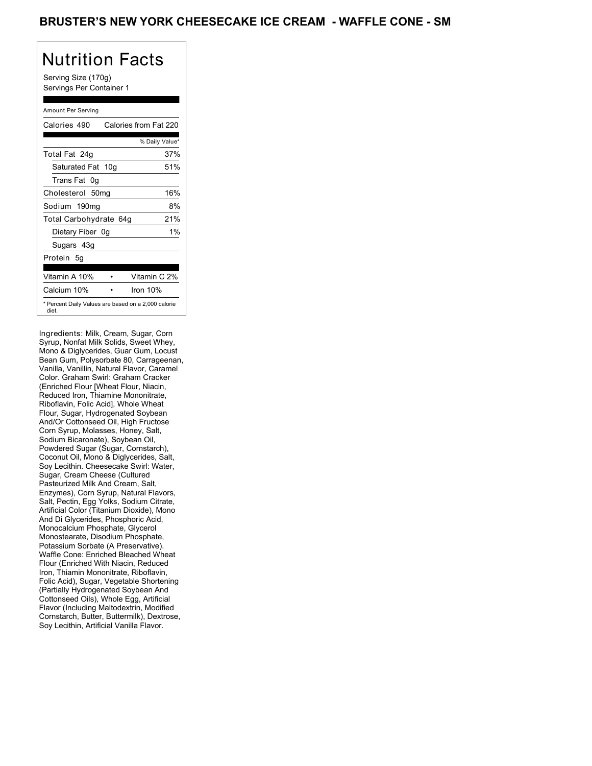# BRUSTER'S NEW YORK CHEESECAKE ICE CREAM - WAFFLE CONE - SM

## Nutrition Facts

Serving Size (170g)
Servings Per Container 1

Amount Per Serving

| Calories 490 | Calories from Fat 220 |
|---|---|
| | % Daily Value* |
| Total Fat 24g | 37% |
| Saturated Fat 10g | 51% |
| Trans Fat 0g | |
| Cholesterol 50mg | 16% |
| Sodium 190mg | 8% |
| Total Carbohydrate 64g | 21% |
| Dietary Fiber 0g | 1% |
| Sugars 43g | |
| Protein 5g | |

| Vitamin A 10% | • | Vitamin C 2% |
|---|---|---|
| Calcium 10% | • | Iron 10% |

* Percent Daily Values are based on a 2,000 calorie diet.

Ingredients: Milk, Cream, Sugar, Corn Syrup, Nonfat Milk Solids, Sweet Whey, Mono & Diglycerides, Guar Gum, Locust Bean Gum, Polysorbate 80, Carrageenan, Vanilla, Vanillin, Natural Flavor, Caramel Color. Graham Swirl: Graham Cracker (Enriched Flour [Wheat Flour, Niacin, Reduced Iron, Thiamine Mononitrate, Riboflavin, Folic Acid], Whole Wheat Flour, Sugar, Hydrogenated Soybean And/Or Cottonseed Oil, High Fructose Corn Syrup, Molasses, Honey, Salt, Sodium Bicaronate), Soybean Oil, Powdered Sugar (Sugar, Cornstarch), Coconut Oil, Mono & Diglycerides, Salt, Soy Lecithin. Cheesecake Swirl: Water, Sugar, Cream Cheese (Cultured Pasteurized Milk And Cream, Salt, Enzymes), Corn Syrup, Natural Flavors, Salt, Pectin, Egg Yolks, Sodium Citrate, Artificial Color (Titanium Dioxide), Mono And Di Glycerides, Phosphoric Acid, Monocalcium Phosphate, Glycerol Monostearate, Disodium Phosphate, Potassium Sorbate (A Preservative). Waffle Cone: Enriched Bleached Wheat Flour (Enriched With Niacin, Reduced Iron, Thiamin Mononitrate, Riboflavin, Folic Acid), Sugar, Vegetable Shortening (Partially Hydrogenated Soybean And Cottonseed Oils), Whole Egg, Artificial Flavor (Including Maltodextrin, Modified Cornstarch, Butter, Buttermilk), Dextrose, Soy Lecithin, Artificial Vanilla Flavor.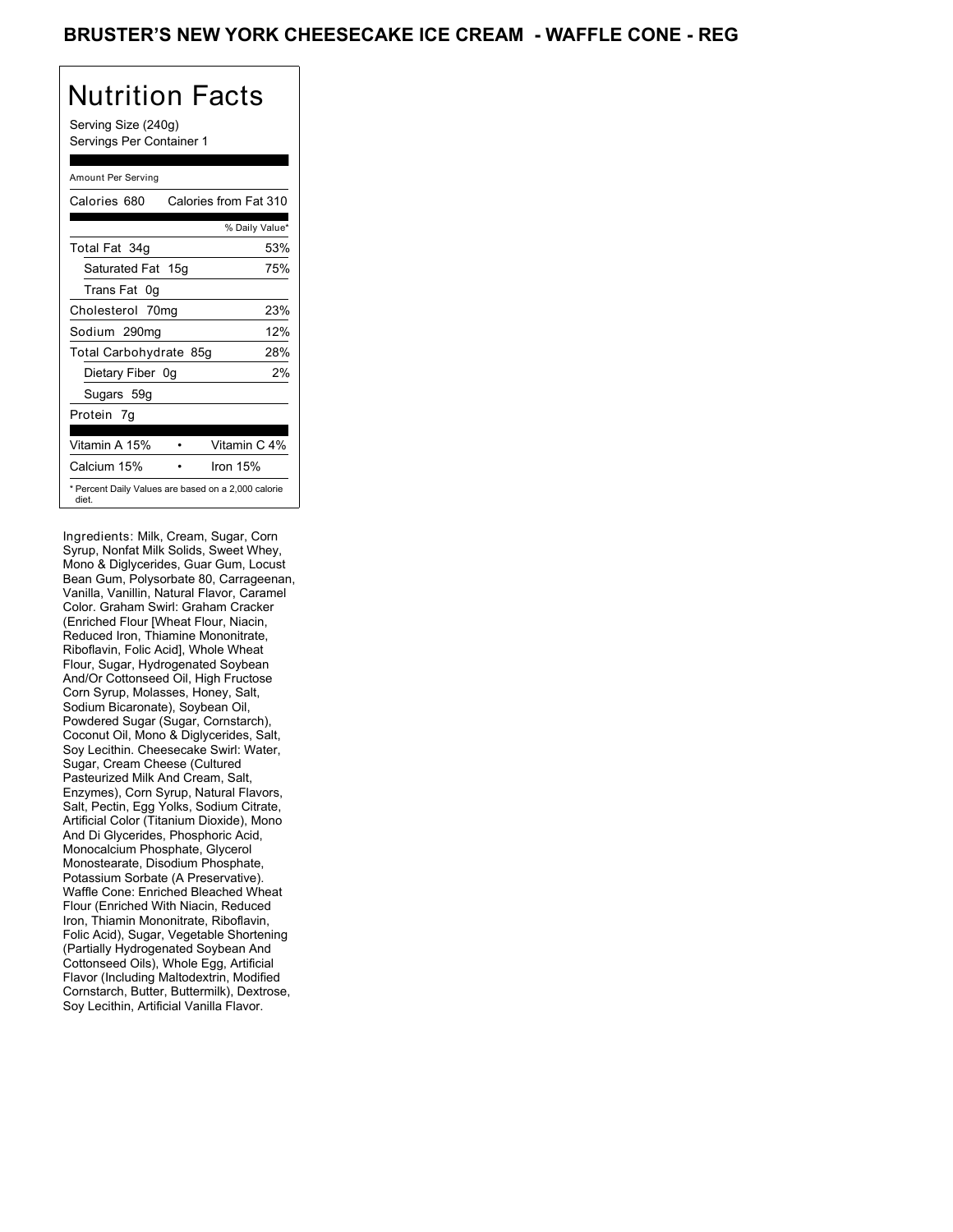# BRUSTER'S NEW YORK CHEESECAKE ICE CREAM - WAFFLE CONE - REG

## Nutrition Facts

Serving Size (240g)
Servings Per Container 1

| Amount Per Serving | |
|---|---|
| Calories 680 | Calories from Fat 310 |
| | % Daily Value* |
| Total Fat 34g | 53% |
| Saturated Fat 15g | 75% |
| Trans Fat 0g | |
| Cholesterol 70mg | 23% |
| Sodium 290mg | 12% |
| Total Carbohydrate 85g | 28% |
| Dietary Fiber 0g | 2% |
| Sugars 59g | |
| Protein 7g | |
| Vitamin A 15% | Vitamin C 4% |
| Calcium 15% | Iron 15% |

* Percent Daily Values are based on a 2,000 calorie diet.

Ingredients: Milk, Cream, Sugar, Corn Syrup, Nonfat Milk Solids, Sweet Whey, Mono & Diglycerides, Guar Gum, Locust Bean Gum, Polysorbate 80, Carrageenan, Vanilla, Vanillin, Natural Flavor, Caramel Color. Graham Swirl: Graham Cracker (Enriched Flour [Wheat Flour, Niacin, Reduced Iron, Thiamine Mononitrate, Riboflavin, Folic Acid], Whole Wheat Flour, Sugar, Hydrogenated Soybean And/Or Cottonseed Oil, High Fructose Corn Syrup, Molasses, Honey, Salt, Sodium Bicaronate), Soybean Oil, Powdered Sugar (Sugar, Cornstarch), Coconut Oil, Mono & Diglycerides, Salt, Soy Lecithin. Cheesecake Swirl: Water, Sugar, Cream Cheese (Cultured Pasteurized Milk And Cream, Salt, Enzymes), Corn Syrup, Natural Flavors, Salt, Pectin, Egg Yolks, Sodium Citrate, Artificial Color (Titanium Dioxide), Mono And Di Glycerides, Phosphoric Acid, Monocalcium Phosphate, Glycerol Monostearate, Disodium Phosphate, Potassium Sorbate (A Preservative). Waffle Cone: Enriched Bleached Wheat Flour (Enriched With Niacin, Reduced Iron, Thiamin Mononitrate, Riboflavin, Folic Acid), Sugar, Vegetable Shortening (Partially Hydrogenated Soybean And Cottonseed Oils), Whole Egg, Artificial Flavor (Including Maltodextrin, Modified Cornstarch, Butter, Buttermilk), Dextrose, Soy Lecithin, Artificial Vanilla Flavor.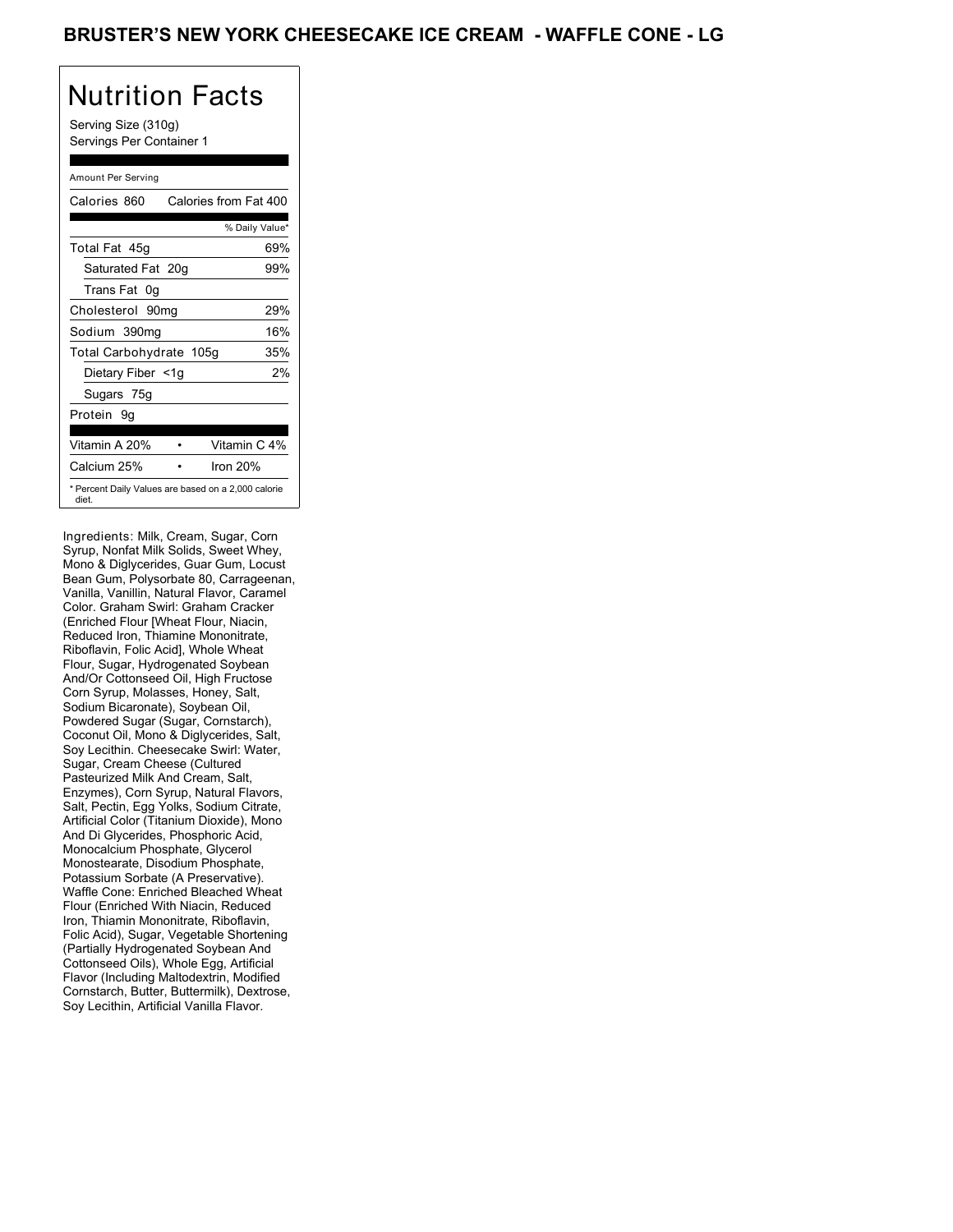# BRUSTER'S NEW YORK CHEESECAKE ICE CREAM - WAFFLE CONE - LG

## Nutrition Facts

Serving Size (310g)
Servings Per Container 1

| Amount Per Serving | |
|---|---|
| Calories 860 | Calories from Fat 400 |
| | % Daily Value* |
| Total Fat 45g | 69% |
| Saturated Fat 20g | 99% |
| Trans Fat 0g | |
| Cholesterol 90mg | 29% |
| Sodium 390mg | 16% |
| Total Carbohydrate 105g | 35% |
| Dietary Fiber <1g | 2% |
| Sugars 75g | |
| Protein 9g | |
| Vitamin A 20% | Vitamin C 4% |
| Calcium 25% | Iron 20% |

* Percent Daily Values are based on a 2,000 calorie diet.

Ingredients: Milk, Cream, Sugar, Corn Syrup, Nonfat Milk Solids, Sweet Whey, Mono & Diglycerides, Guar Gum, Locust Bean Gum, Polysorbate 80, Carrageenan, Vanilla, Vanillin, Natural Flavor, Caramel Color. Graham Swirl: Graham Cracker (Enriched Flour [Wheat Flour, Niacin, Reduced Iron, Thiamine Mononitrate, Riboflavin, Folic Acid], Whole Wheat Flour, Sugar, Hydrogenated Soybean And/Or Cottonseed Oil, High Fructose Corn Syrup, Molasses, Honey, Salt, Sodium Bicaronate), Soybean Oil, Powdered Sugar (Sugar, Cornstarch), Coconut Oil, Mono & Diglycerides, Salt, Soy Lecithin. Cheesecake Swirl: Water, Sugar, Cream Cheese (Cultured Pasteurized Milk And Cream, Salt, Enzymes), Corn Syrup, Natural Flavors, Salt, Pectin, Egg Yolks, Sodium Citrate, Artificial Color (Titanium Dioxide), Mono And Di Glycerides, Phosphoric Acid, Monocalcium Phosphate, Glycerol Monostearate, Disodium Phosphate, Potassium Sorbate (A Preservative). Waffle Cone: Enriched Bleached Wheat Flour (Enriched With Niacin, Reduced Iron, Thiamin Mononitrate, Riboflavin, Folic Acid), Sugar, Vegetable Shortening (Partially Hydrogenated Soybean And Cottonseed Oils), Whole Egg, Artificial Flavor (Including Maltodextrin, Modified Cornstarch, Butter, Buttermilk), Dextrose, Soy Lecithin, Artificial Vanilla Flavor.